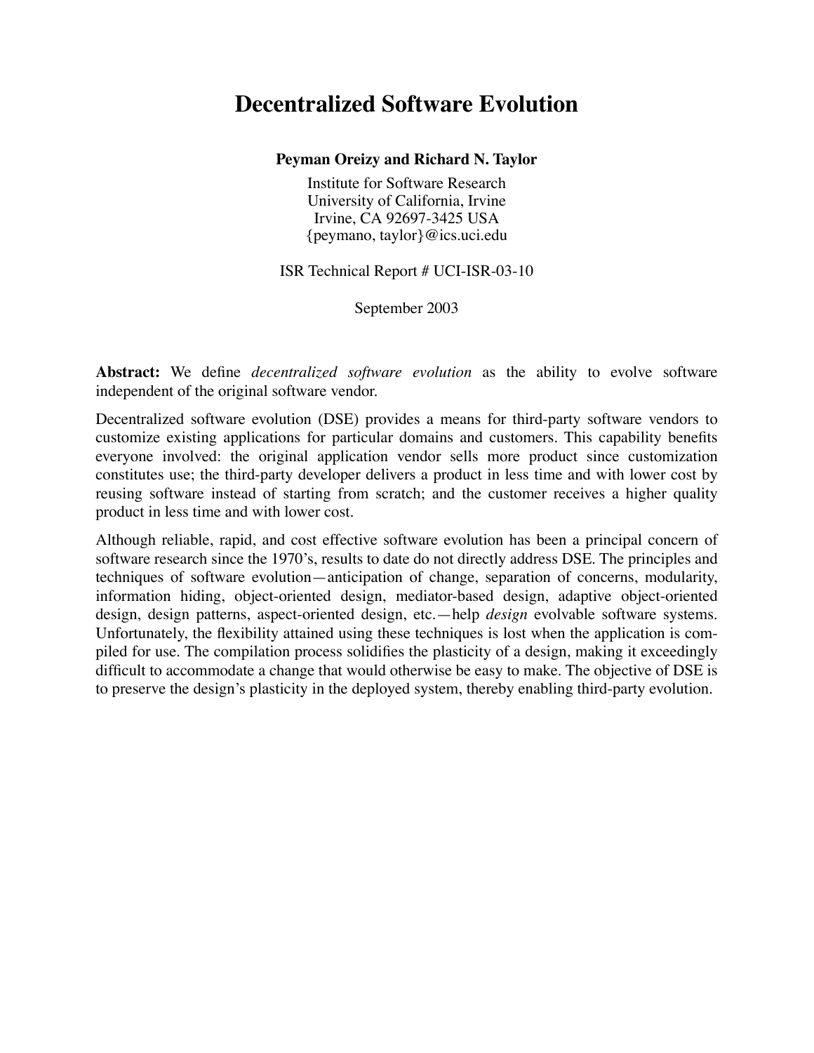# Decentralized Software Evolution

**Peyman Oreizy and Richard N. Taylor**

Institute for Software Research
University of California, Irvine
Irvine, CA 92697-3425 USA
{peymano, taylor}@ics.uci.edu

ISR Technical Report # UCI-ISR-03-10

September 2003

**Abstract:** We define *decentralized software evolution* as the ability to evolve software independent of the original software vendor.

Decentralized software evolution (DSE) provides a means for third-party software vendors to customize existing applications for particular domains and customers. This capability benefits everyone involved: the original application vendor sells more product since customization constitutes use; the third-party developer delivers a product in less time and with lower cost by reusing software instead of starting from scratch; and the customer receives a higher quality product in less time and with lower cost.

Although reliable, rapid, and cost effective software evolution has been a principal concern of software research since the 1970's, results to date do not directly address DSE. The principles and techniques of software evolution—anticipation of change, separation of concerns, modularity, information hiding, object-oriented design, mediator-based design, adaptive object-oriented design, design patterns, aspect-oriented design, etc.—help *design* evolvable software systems. Unfortunately, the flexibility attained using these techniques is lost when the application is compiled for use. The compilation process solidifies the plasticity of a design, making it exceedingly difficult to accommodate a change that would otherwise be easy to make. The objective of DSE is to preserve the design's plasticity in the deployed system, thereby enabling third-party evolution.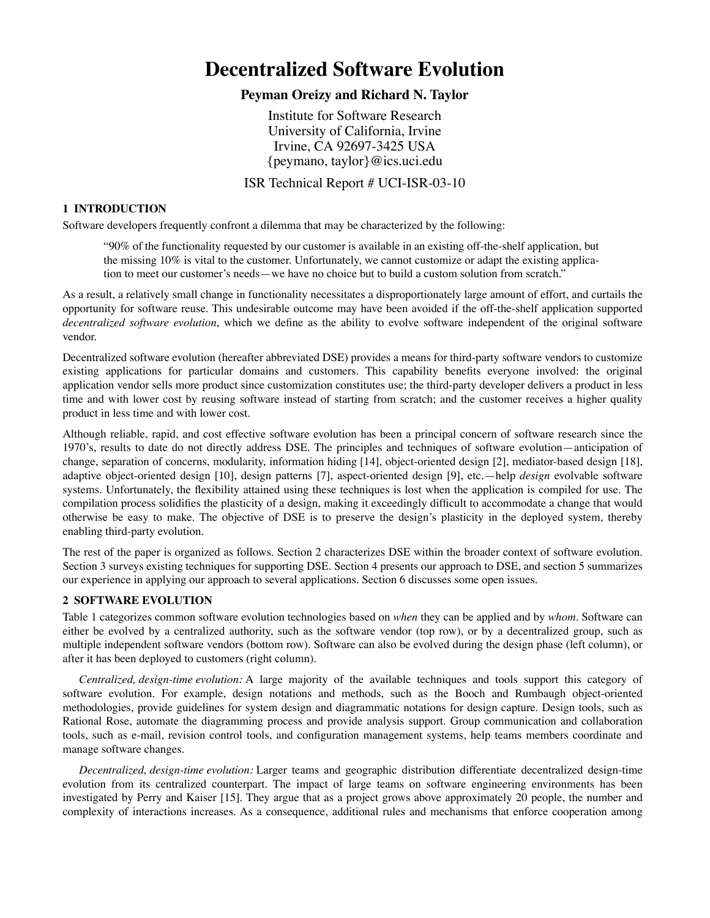# Decentralized Software Evolution

**Peyman Oreizy and Richard N. Taylor**

Institute for Software Research
University of California, Irvine
Irvine, CA 92697-3425 USA
{peymano, taylor}@ics.uci.edu

ISR Technical Report # UCI-ISR-03-10

## 1 INTRODUCTION

Software developers frequently confront a dilemma that may be characterized by the following:

> "90% of the functionality requested by our customer is available in an existing off-the-shelf application, but the missing 10% is vital to the customer. Unfortunately, we cannot customize or adapt the existing application to meet our customer's needs—we have no choice but to build a custom solution from scratch."

As a result, a relatively small change in functionality necessitates a disproportionately large amount of effort, and curtails the opportunity for software reuse. This undesirable outcome may have been avoided if the off-the-shelf application supported *decentralized software evolution*, which we define as the ability to evolve software independent of the original software vendor.

Decentralized software evolution (hereafter abbreviated DSE) provides a means for third-party software vendors to customize existing applications for particular domains and customers. This capability benefits everyone involved: the original application vendor sells more product since customization constitutes use; the third-party developer delivers a product in less time and with lower cost by reusing software instead of starting from scratch; and the customer receives a higher quality product in less time and with lower cost.

Although reliable, rapid, and cost effective software evolution has been a principal concern of software research since the 1970's, results to date do not directly address DSE. The principles and techniques of software evolution—anticipation of change, separation of concerns, modularity, information hiding [14], object-oriented design [2], mediator-based design [18], adaptive object-oriented design [10], design patterns [7], aspect-oriented design [9], etc.—help *design* evolvable software systems. Unfortunately, the flexibility attained using these techniques is lost when the application is compiled for use. The compilation process solidifies the plasticity of a design, making it exceedingly difficult to accommodate a change that would otherwise be easy to make. The objective of DSE is to preserve the design's plasticity in the deployed system, thereby enabling third-party evolution.

The rest of the paper is organized as follows. Section 2 characterizes DSE within the broader context of software evolution. Section 3 surveys existing techniques for supporting DSE. Section 4 presents our approach to DSE, and section 5 summarizes our experience in applying our approach to several applications. Section 6 discusses some open issues.

## 2 SOFTWARE EVOLUTION

Table 1 categorizes common software evolution technologies based on *when* they can be applied and by *whom*. Software can either be evolved by a centralized authority, such as the software vendor (top row), or by a decentralized group, such as multiple independent software vendors (bottom row). Software can also be evolved during the design phase (left column), or after it has been deployed to customers (right column).

*Centralized, design-time evolution:* A large majority of the available techniques and tools support this category of software evolution. For example, design notations and methods, such as the Booch and Rumbaugh object-oriented methodologies, provide guidelines for system design and diagrammatic notations for design capture. Design tools, such as Rational Rose, automate the diagramming process and provide analysis support. Group communication and collaboration tools, such as e-mail, revision control tools, and configuration management systems, help teams members coordinate and manage software changes.

*Decentralized, design-time evolution:* Larger teams and geographic distribution differentiate decentralized design-time evolution from its centralized counterpart. The impact of large teams on software engineering environments has been investigated by Perry and Kaiser [15]. They argue that as a project grows above approximately 20 people, the number and complexity of interactions increases. As a consequence, additional rules and mechanisms that enforce cooperation among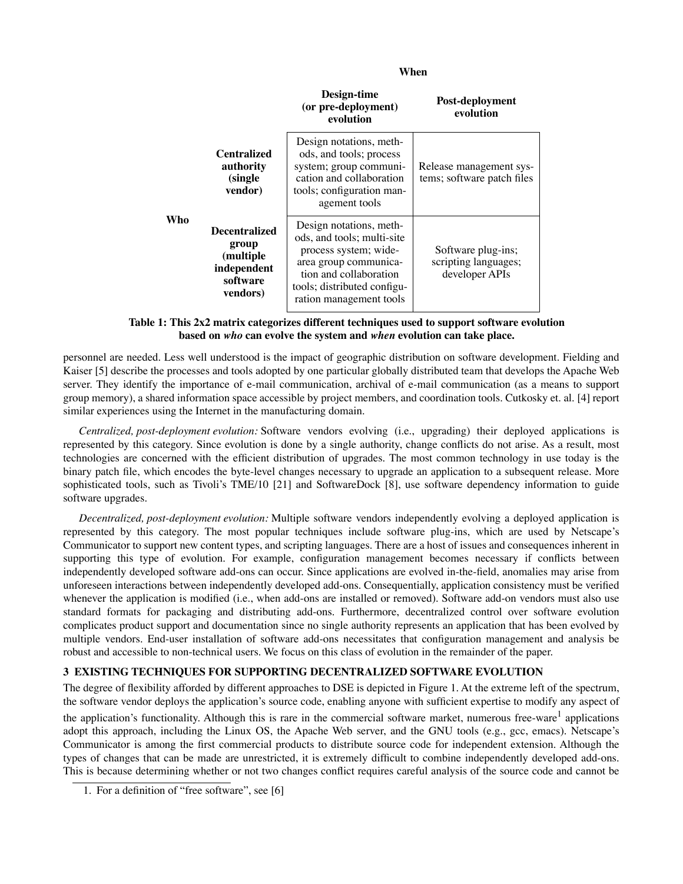| Who | When: Design-time (or pre-deployment) evolution | When: Post-deployment evolution |
|---|---|---|
| **Centralized authority (single vendor)** | Design notations, methods, and tools; process system; group communication and collaboration tools; configuration management tools | Release management systems; software patch files |
| **Decentralized group (multiple independent software vendors)** | Design notations, methods, and tools; multi-site process system; wide-area group communication and collaboration tools; distributed configuration management tools | Software plug-ins; scripting languages; developer APIs |

**Table 1: This 2x2 matrix categorizes different techniques used to support software evolution based on *who* can evolve the system and *when* evolution can take place.**

personnel are needed. Less well understood is the impact of geographic distribution on software development. Fielding and Kaiser [5] describe the processes and tools adopted by one particular globally distributed team that develops the Apache Web server. They identify the importance of e-mail communication, archival of e-mail communication (as a means to support group memory), a shared information space accessible by project members, and coordination tools. Cutkosky et. al. [4] report similar experiences using the Internet in the manufacturing domain.

*Centralized, post-deployment evolution:* Software vendors evolving (i.e., upgrading) their deployed applications is represented by this category. Since evolution is done by a single authority, change conflicts do not arise. As a result, most technologies are concerned with the efficient distribution of upgrades. The most common technology in use today is the binary patch file, which encodes the byte-level changes necessary to upgrade an application to a subsequent release. More sophisticated tools, such as Tivoli's TME/10 [21] and SoftwareDock [8], use software dependency information to guide software upgrades.

*Decentralized, post-deployment evolution:* Multiple software vendors independently evolving a deployed application is represented by this category. The most popular techniques include software plug-ins, which are used by Netscape's Communicator to support new content types, and scripting languages. There are a host of issues and consequences inherent in supporting this type of evolution. For example, configuration management becomes necessary if conflicts between independently developed software add-ons can occur. Since applications are evolved in-the-field, anomalies may arise from unforeseen interactions between independently developed add-ons. Consequentially, application consistency must be verified whenever the application is modified (i.e., when add-ons are installed or removed). Software add-on vendors must also use standard formats for packaging and distributing add-ons. Furthermore, decentralized control over software evolution complicates product support and documentation since no single authority represents an application that has been evolved by multiple vendors. End-user installation of software add-ons necessitates that configuration management and analysis be robust and accessible to non-technical users. We focus on this class of evolution in the remainder of the paper.

## 3 EXISTING TECHNIQUES FOR SUPPORTING DECENTRALIZED SOFTWARE EVOLUTION

The degree of flexibility afforded by different approaches to DSE is depicted in Figure 1. At the extreme left of the spectrum, the software vendor deploys the application's source code, enabling anyone with sufficient expertise to modify any aspect of the application's functionality. Although this is rare in the commercial software market, numerous free-ware[1] applications adopt this approach, including the Linux OS, the Apache Web server, and the GNU tools (e.g., gcc, emacs). Netscape's Communicator is among the first commercial products to distribute source code for independent extension. Although the types of changes that can be made are unrestricted, it is extremely difficult to combine independently developed add-ons. This is because determining whether or not two changes conflict requires careful analysis of the source code and cannot be

1. For a definition of "free software", see [6]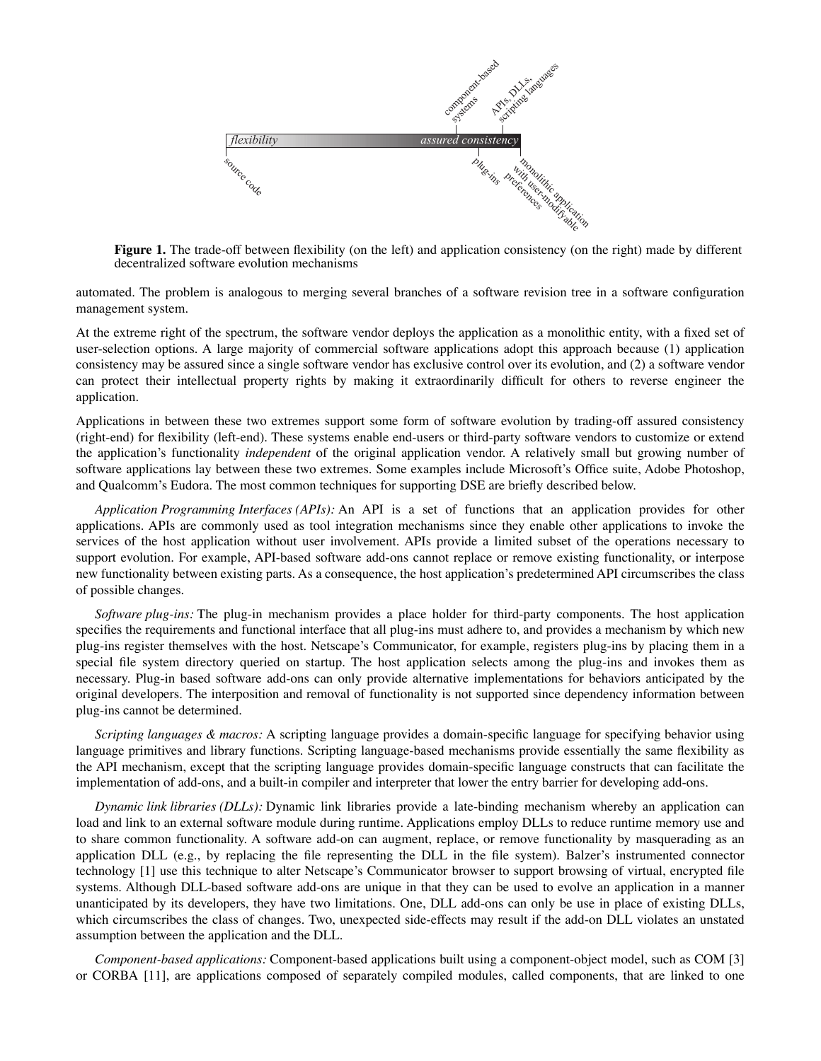**Figure 1.** The trade-off between flexibility (on the left) and application consistency (on the right) made by different decentralized software evolution mechanisms

automated. The problem is analogous to merging several branches of a software revision tree in a software configuration management system.

At the extreme right of the spectrum, the software vendor deploys the application as a monolithic entity, with a fixed set of user-selection options. A large majority of commercial software applications adopt this approach because (1) application consistency may be assured since a single software vendor has exclusive control over its evolution, and (2) a software vendor can protect their intellectual property rights by making it extraordinarily difficult for others to reverse engineer the application.

Applications in between these two extremes support some form of software evolution by trading-off assured consistency (right-end) for flexibility (left-end). These systems enable end-users or third-party software vendors to customize or extend the application's functionality *independent* of the original application vendor. A relatively small but growing number of software applications lay between these two extremes. Some examples include Microsoft's Office suite, Adobe Photoshop, and Qualcomm's Eudora. The most common techniques for supporting DSE are briefly described below.

*Application Programming Interfaces (APIs):* An API is a set of functions that an application provides for other applications. APIs are commonly used as tool integration mechanisms since they enable other applications to invoke the services of the host application without user involvement. APIs provide a limited subset of the operations necessary to support evolution. For example, API-based software add-ons cannot replace or remove existing functionality, or interpose new functionality between existing parts. As a consequence, the host application's predetermined API circumscribes the class of possible changes.

*Software plug-ins:* The plug-in mechanism provides a place holder for third-party components. The host application specifies the requirements and functional interface that all plug-ins must adhere to, and provides a mechanism by which new plug-ins register themselves with the host. Netscape's Communicator, for example, registers plug-ins by placing them in a special file system directory queried on startup. The host application selects among the plug-ins and invokes them as necessary. Plug-in based software add-ons can only provide alternative implementations for behaviors anticipated by the original developers. The interposition and removal of functionality is not supported since dependency information between plug-ins cannot be determined.

*Scripting languages & macros:* A scripting language provides a domain-specific language for specifying behavior using language primitives and library functions. Scripting language-based mechanisms provide essentially the same flexibility as the API mechanism, except that the scripting language provides domain-specific language constructs that can facilitate the implementation of add-ons, and a built-in compiler and interpreter that lower the entry barrier for developing add-ons.

*Dynamic link libraries (DLLs):* Dynamic link libraries provide a late-binding mechanism whereby an application can load and link to an external software module during runtime. Applications employ DLLs to reduce runtime memory use and to share common functionality. A software add-on can augment, replace, or remove functionality by masquerading as an application DLL (e.g., by replacing the file representing the DLL in the file system). Balzer's instrumented connector technology [1] use this technique to alter Netscape's Communicator browser to support browsing of virtual, encrypted file systems. Although DLL-based software add-ons are unique in that they can be used to evolve an application in a manner unanticipated by its developers, they have two limitations. One, DLL add-ons can only be use in place of existing DLLs, which circumscribes the class of changes. Two, unexpected side-effects may result if the add-on DLL violates an unstated assumption between the application and the DLL.

*Component-based applications:* Component-based applications built using a component-object model, such as COM [3] or CORBA [11], are applications composed of separately compiled modules, called components, that are linked to one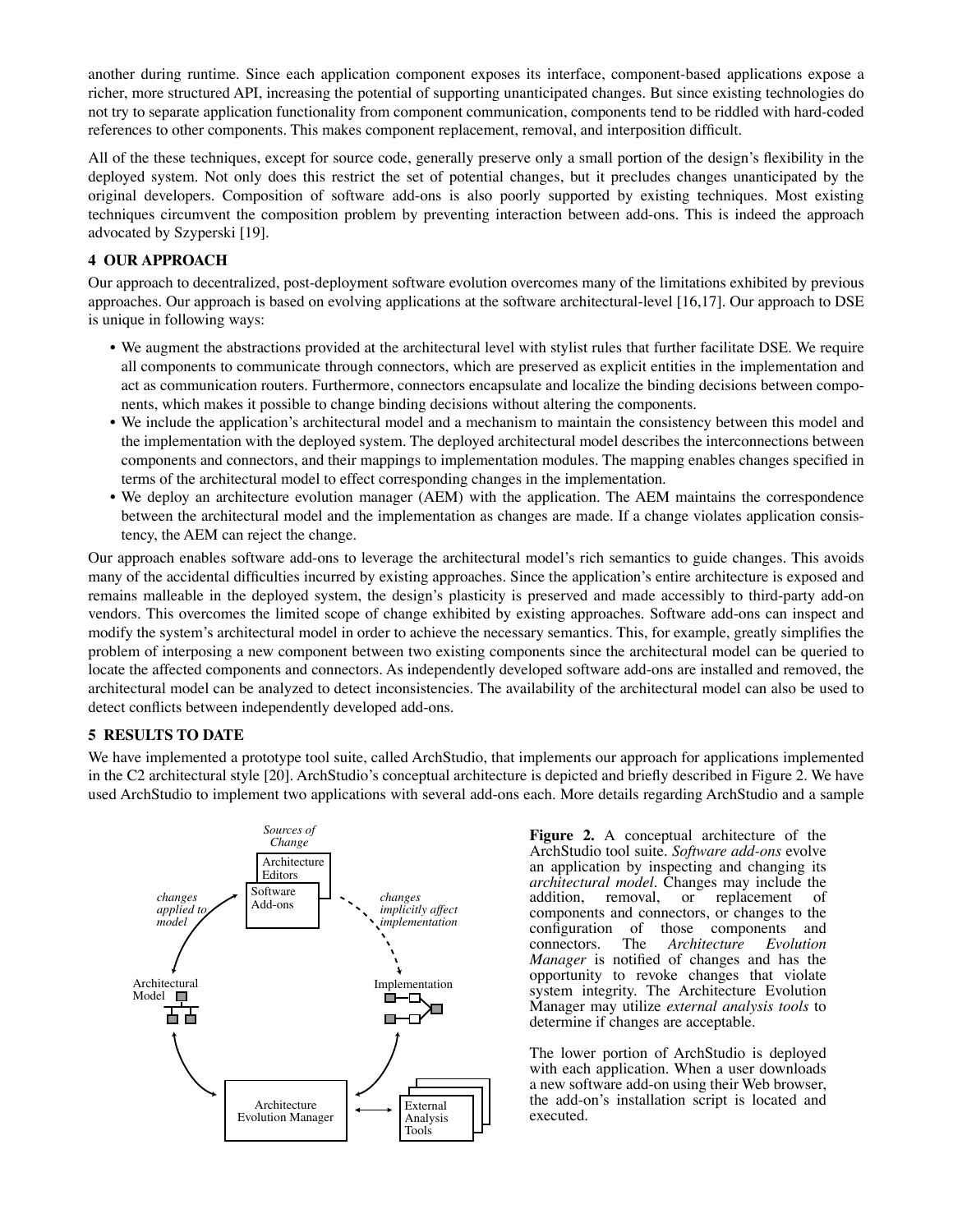another during runtime. Since each application component exposes its interface, component-based applications expose a richer, more structured API, increasing the potential of supporting unanticipated changes. But since existing technologies do not try to separate application functionality from component communication, components tend to be riddled with hard-coded references to other components. This makes component replacement, removal, and interposition difficult.

All of the these techniques, except for source code, generally preserve only a small portion of the design's flexibility in the deployed system. Not only does this restrict the set of potential changes, but it precludes changes unanticipated by the original developers. Composition of software add-ons is also poorly supported by existing techniques. Most existing techniques circumvent the composition problem by preventing interaction between add-ons. This is indeed the approach advocated by Szyperski [19].

## 4 OUR APPROACH

Our approach to decentralized, post-deployment software evolution overcomes many of the limitations exhibited by previous approaches. Our approach is based on evolving applications at the software architectural-level [16,17]. Our approach to DSE is unique in following ways:

- We augment the abstractions provided at the architectural level with stylist rules that further facilitate DSE. We require all components to communicate through connectors, which are preserved as explicit entities in the implementation and act as communication routers. Furthermore, connectors encapsulate and localize the binding decisions between components, which makes it possible to change binding decisions without altering the components.
- We include the application's architectural model and a mechanism to maintain the consistency between this model and the implementation with the deployed system. The deployed architectural model describes the interconnections between components and connectors, and their mappings to implementation modules. The mapping enables changes specified in terms of the architectural model to effect corresponding changes in the implementation.
- We deploy an architecture evolution manager (AEM) with the application. The AEM maintains the correspondence between the architectural model and the implementation as changes are made. If a change violates application consistency, the AEM can reject the change.

Our approach enables software add-ons to leverage the architectural model's rich semantics to guide changes. This avoids many of the accidental difficulties incurred by existing approaches. Since the application's entire architecture is exposed and remains malleable in the deployed system, the design's plasticity is preserved and made accessibly to third-party add-on vendors. This overcomes the limited scope of change exhibited by existing approaches. Software add-ons can inspect and modify the system's architectural model in order to achieve the necessary semantics. This, for example, greatly simplifies the problem of interposing a new component between two existing components since the architectural model can be queried to locate the affected components and connectors. As independently developed software add-ons are installed and removed, the architectural model can be analyzed to detect inconsistencies. The availability of the architectural model can also be used to detect conflicts between independently developed add-ons.

## 5 RESULTS TO DATE

We have implemented a prototype tool suite, called ArchStudio, that implements our approach for applications implemented in the C2 architectural style [20]. ArchStudio's conceptual architecture is depicted and briefly described in Figure 2. We have used ArchStudio to implement two applications with several add-ons each. More details regarding ArchStudio and a sample

**Figure 2.** A conceptual architecture of the ArchStudio tool suite. *Software add-ons* evolve an application by inspecting and changing its *architectural model*. Changes may include the addition, removal, or replacement of components and connectors, or changes to the configuration of those components and connectors. The *Architecture Evolution Manager* is notified of changes and has the opportunity to revoke changes that violate system integrity. The Architecture Evolution Manager may utilize *external analysis tools* to determine if changes are acceptable.

The lower portion of ArchStudio is deployed with each application. When a user downloads a new software add-on using their Web browser, the add-on's installation script is located and executed.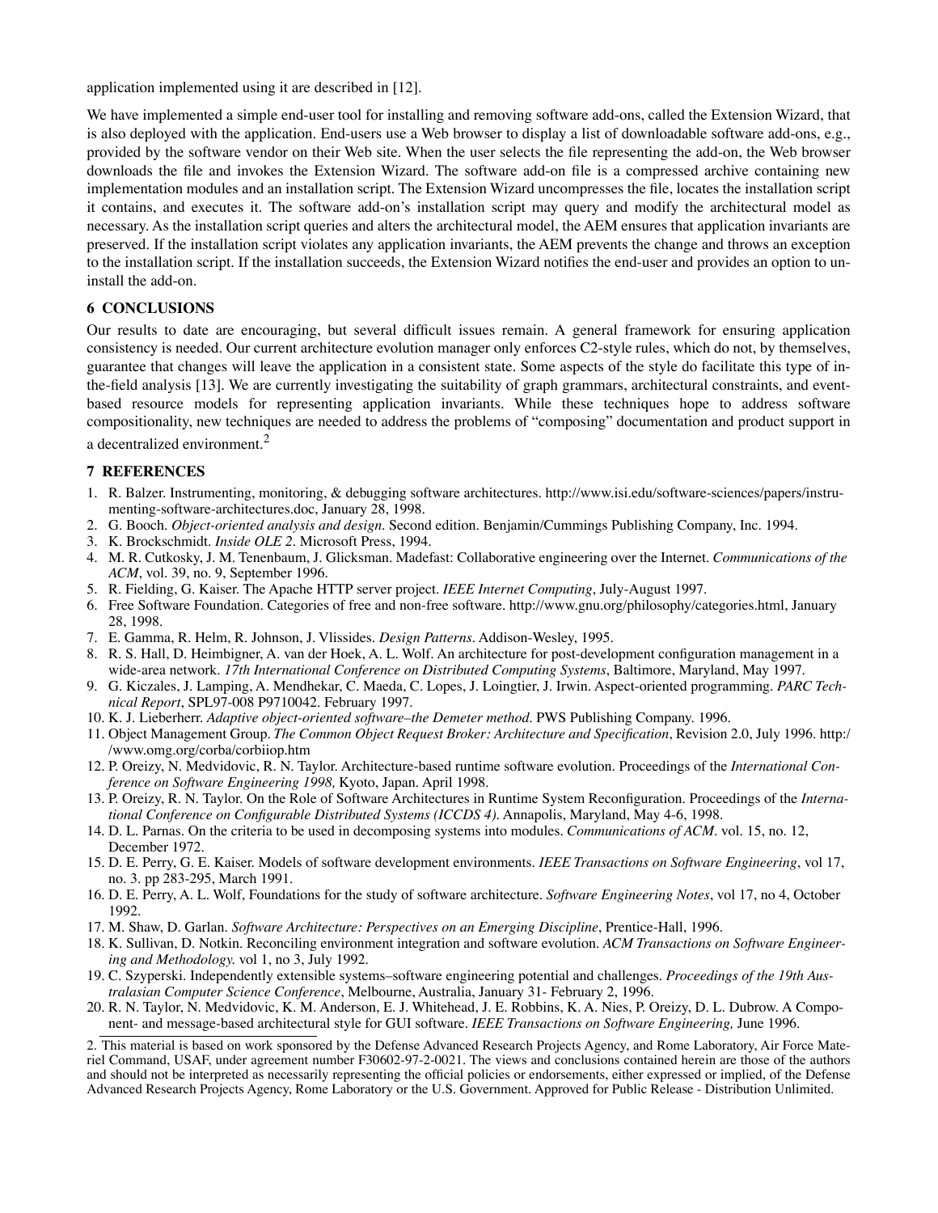application implemented using it are described in [12].

We have implemented a simple end-user tool for installing and removing software add-ons, called the Extension Wizard, that is also deployed with the application. End-users use a Web browser to display a list of downloadable software add-ons, e.g., provided by the software vendor on their Web site. When the user selects the file representing the add-on, the Web browser downloads the file and invokes the Extension Wizard. The software add-on file is a compressed archive containing new implementation modules and an installation script. The Extension Wizard uncompresses the file, locates the installation script it contains, and executes it. The software add-on's installation script may query and modify the architectural model as necessary. As the installation script queries and alters the architectural model, the AEM ensures that application invariants are preserved. If the installation script violates any application invariants, the AEM prevents the change and throws an exception to the installation script. If the installation succeeds, the Extension Wizard notifies the end-user and provides an option to uninstall the add-on.

## 6 CONCLUSIONS

Our results to date are encouraging, but several difficult issues remain. A general framework for ensuring application consistency is needed. Our current architecture evolution manager only enforces C2-style rules, which do not, by themselves, guarantee that changes will leave the application in a consistent state. Some aspects of the style do facilitate this type of in-the-field analysis [13]. We are currently investigating the suitability of graph grammars, architectural constraints, and event-based resource models for representing application invariants. While these techniques hope to address software compositionality, new techniques are needed to address the problems of "composing" documentation and product support in a decentralized environment.[2]

## 7 REFERENCES

1. R. Balzer. Instrumenting, monitoring, & debugging software architectures. http://www.isi.edu/software-sciences/papers/instrumenting-software-architectures.doc, January 28, 1998.
2. G. Booch. *Object-oriented analysis and design*. Second edition. Benjamin/Cummings Publishing Company, Inc. 1994.
3. K. Brockschmidt. *Inside OLE 2*. Microsoft Press, 1994.
4. M. R. Cutkosky, J. M. Tenenbaum, J. Glicksman. Madefast: Collaborative engineering over the Internet. *Communications of the ACM*, vol. 39, no. 9, September 1996.
5. R. Fielding, G. Kaiser. The Apache HTTP server project. *IEEE Internet Computing*, July-August 1997.
6. Free Software Foundation. Categories of free and non-free software. http://www.gnu.org/philosophy/categories.html, January 28, 1998.
7. E. Gamma, R. Helm, R. Johnson, J. Vlissides. *Design Patterns*. Addison-Wesley, 1995.
8. R. S. Hall, D. Heimbigner, A. van der Hoek, A. L. Wolf. An architecture for post-development configuration management in a wide-area network. *17th International Conference on Distributed Computing Systems*, Baltimore, Maryland, May 1997.
9. G. Kiczales, J. Lamping, A. Mendhekar, C. Maeda, C. Lopes, J. Loingtier, J. Irwin. Aspect-oriented programming. *PARC Technical Report*, SPL97-008 P9710042. February 1997.
10. K. J. Lieberherr. *Adaptive object-oriented software–the Demeter method*. PWS Publishing Company. 1996.
11. Object Management Group. *The Common Object Request Broker: Architecture and Specification*, Revision 2.0, July 1996. http://www.omg.org/corba/corbiiop.htm
12. P. Oreizy, N. Medvidovic, R. N. Taylor. Architecture-based runtime software evolution. Proceedings of the *International Conference on Software Engineering 1998,* Kyoto, Japan. April 1998.
13. P. Oreizy, R. N. Taylor. On the Role of Software Architectures in Runtime System Reconfiguration. Proceedings of the *International Conference on Configurable Distributed Systems (ICCDS 4)*. Annapolis, Maryland, May 4-6, 1998.
14. D. L. Parnas. On the criteria to be used in decomposing systems into modules. *Communications of ACM*. vol. 15, no. 12, December 1972.
15. D. E. Perry, G. E. Kaiser. Models of software development environments. *IEEE Transactions on Software Engineering*, vol 17, no. 3. pp 283-295, March 1991.
16. D. E. Perry, A. L. Wolf, Foundations for the study of software architecture. *Software Engineering Notes*, vol 17, no 4, October 1992.
17. M. Shaw, D. Garlan. *Software Architecture: Perspectives on an Emerging Discipline*, Prentice-Hall, 1996.
18. K. Sullivan, D. Notkin. Reconciling environment integration and software evolution. *ACM Transactions on Software Engineering and Methodology.* vol 1, no 3, July 1992.
19. C. Szyperski. Independently extensible systems–software engineering potential and challenges. *Proceedings of the 19th Australasian Computer Science Conference*, Melbourne, Australia, January 31- February 2, 1996.
20. R. N. Taylor, N. Medvidovic, K. M. Anderson, E. J. Whitehead, J. E. Robbins, K. A. Nies, P. Oreizy, D. L. Dubrow. A Component- and message-based architectural style for GUI software. *IEEE Transactions on Software Engineering,* June 1996.

---

2. This material is based on work sponsored by the Defense Advanced Research Projects Agency, and Rome Laboratory, Air Force Materiel Command, USAF, under agreement number F30602-97-2-0021. The views and conclusions contained herein are those of the authors and should not be interpreted as necessarily representing the official policies or endorsements, either expressed or implied, of the Defense Advanced Research Projects Agency, Rome Laboratory or the U.S. Government. Approved for Public Release - Distribution Unlimited.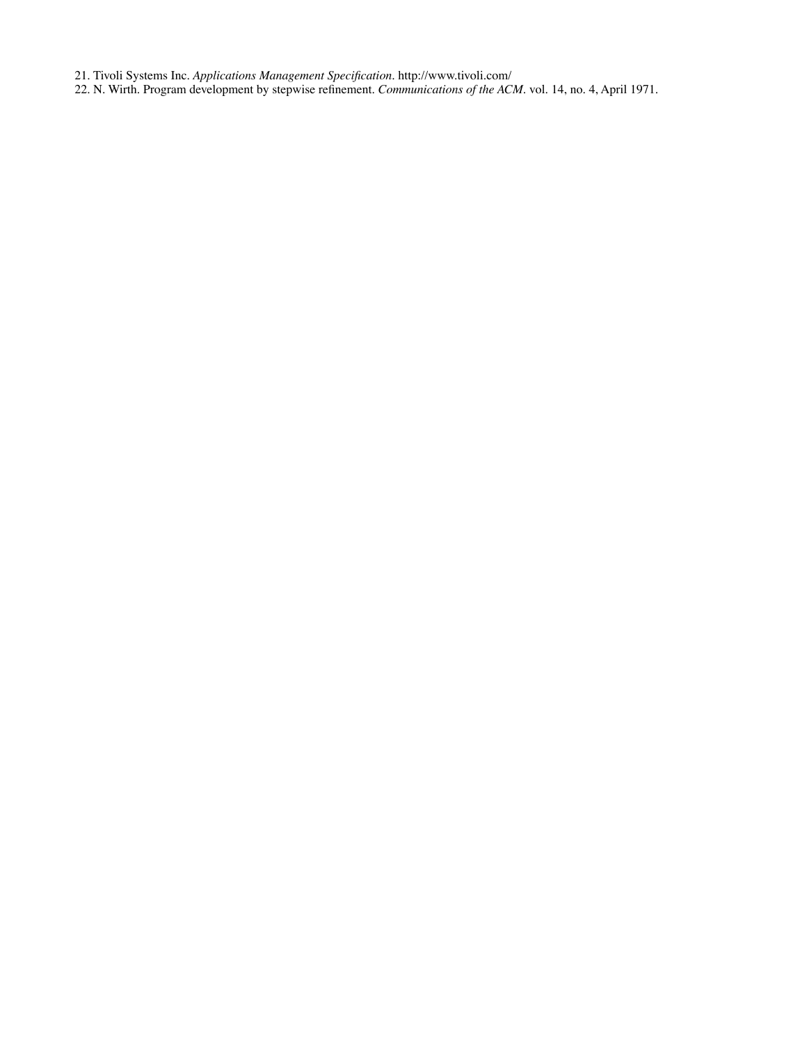21. Tivoli Systems Inc. *Applications Management Specification*. http://www.tivoli.com/
22. N. Wirth. Program development by stepwise refinement. *Communications of the ACM*. vol. 14, no. 4, April 1971.